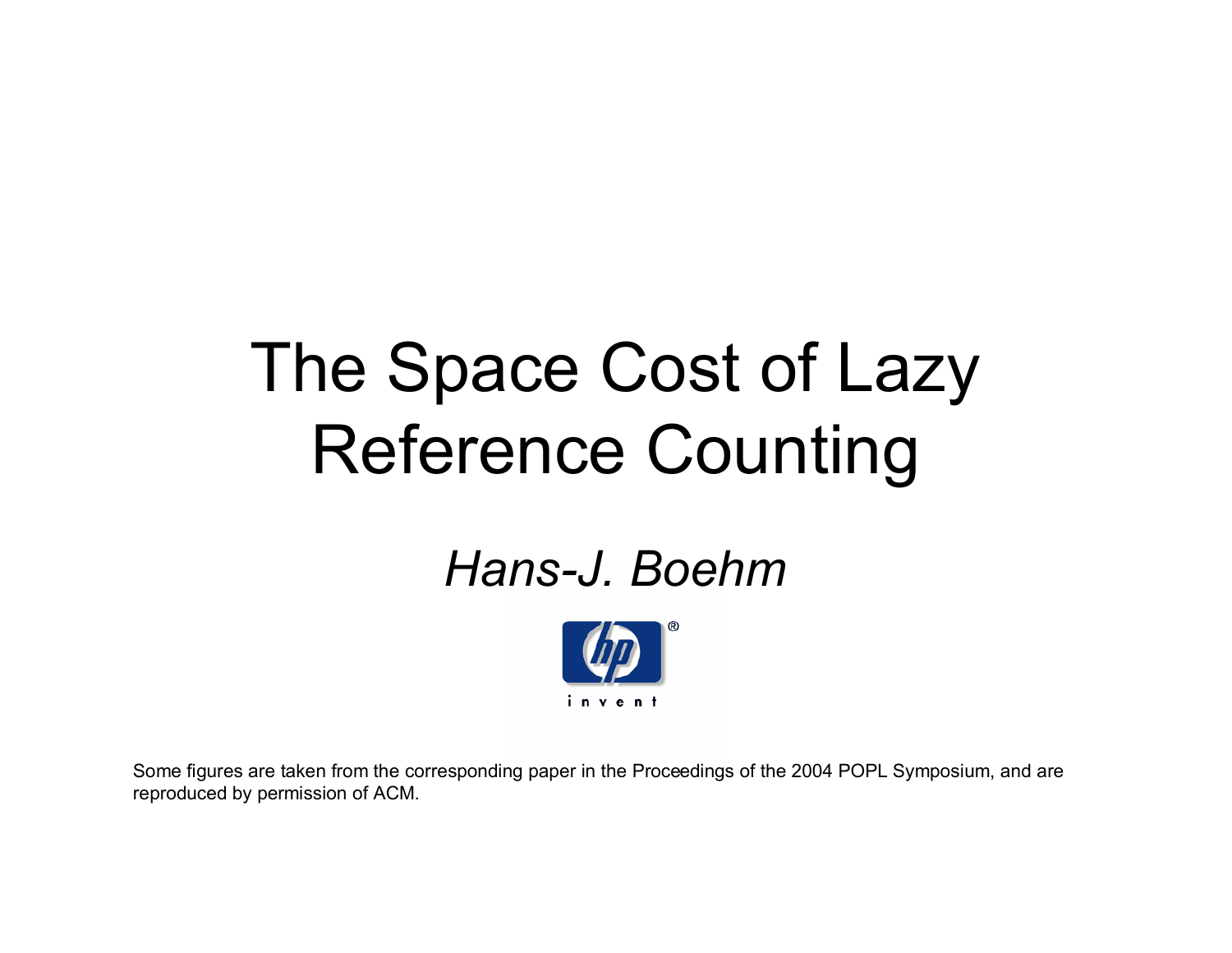# The Space Cost of Lazy Reference Counting

*Hans-J. Boehm*

invent

Some figures are taken from the corresponding paper in the Proceedings of the 2004 POPL Symposium, and are reproduced by permission of ACM.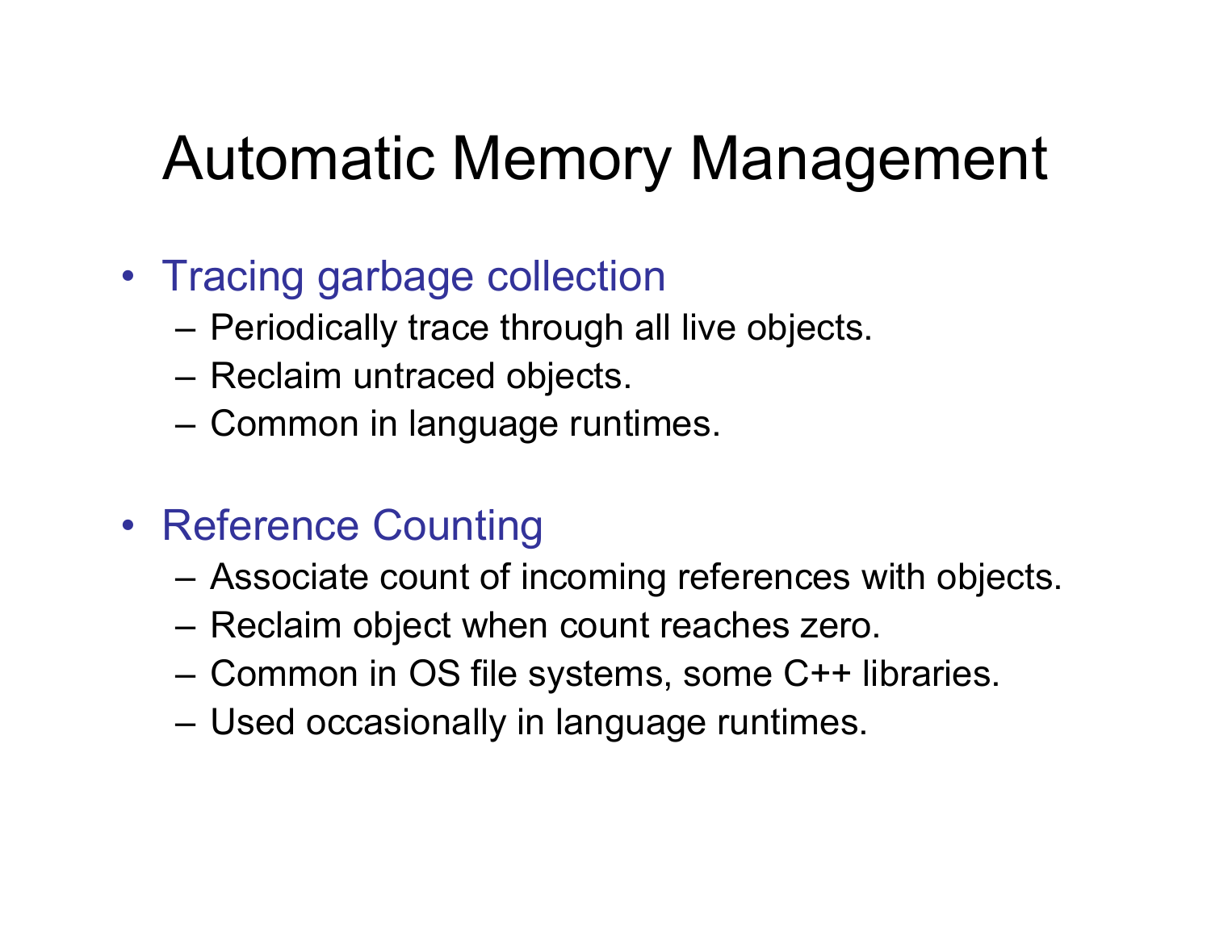# Automatic Memory Management

- Tracing garbage collection
  - Periodically trace through all live objects.
  - Reclaim untraced objects.
  - Common in language runtimes.

- Reference Counting
  - Associate count of incoming references with objects.
  - Reclaim object when count reaches zero.
  - Common in OS file systems, some C++ libraries.
  - Used occasionally in language runtimes.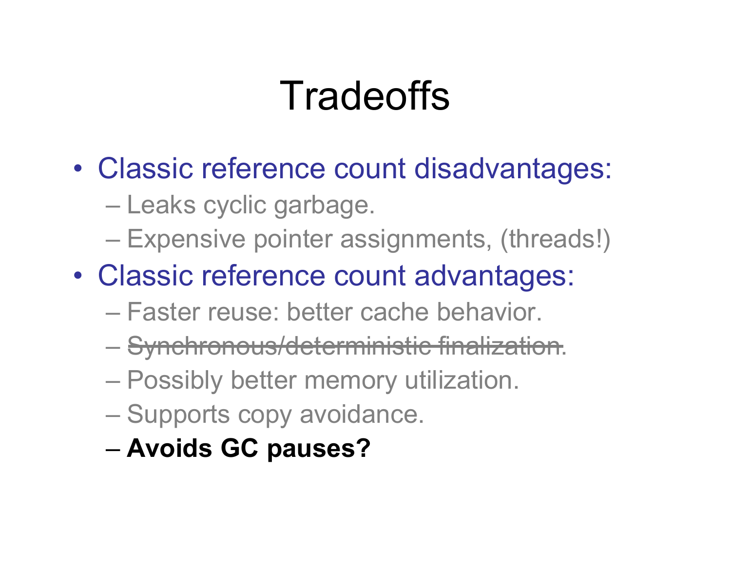# Tradeoffs

- Classic reference count disadvantages:
  - Leaks cyclic garbage.
  - Expensive pointer assignments, (threads!)
- Classic reference count advantages:
  - Faster reuse: better cache behavior.
  - ~~Synchronous/deterministic finalization~~.
  - Possibly better memory utilization.
  - Supports copy avoidance.
  - **Avoids GC pauses?**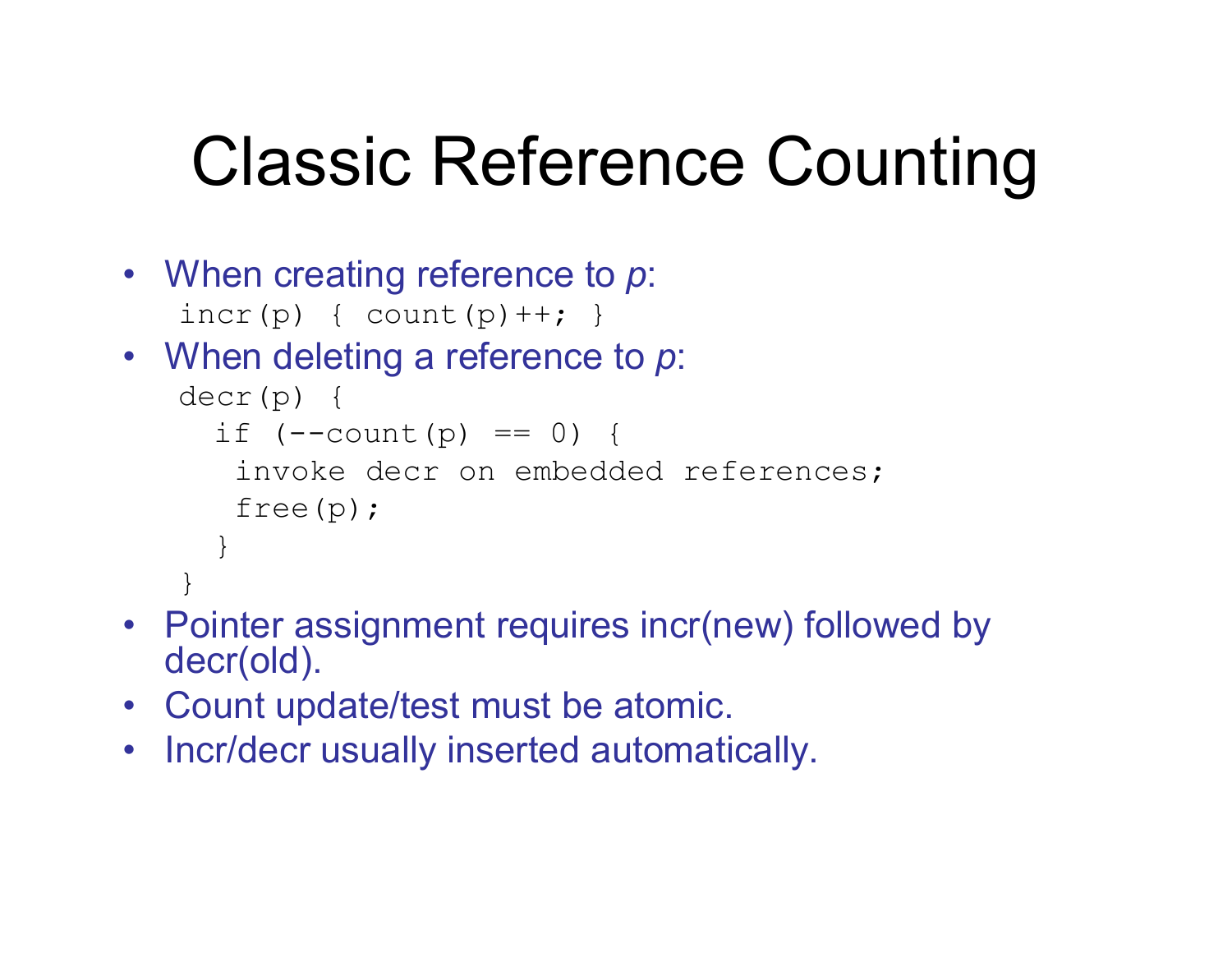# Classic Reference Counting

- When creating reference to *p*:

```
incr(p) { count(p)++; }
```

- When deleting a reference to *p*:

```
decr(p) {
  if (--count(p) == 0) {
   invoke decr on embedded references;
   free(p);
  }
}
```

- Pointer assignment requires incr(new) followed by decr(old).
- Count update/test must be atomic.
- Incr/decr usually inserted automatically.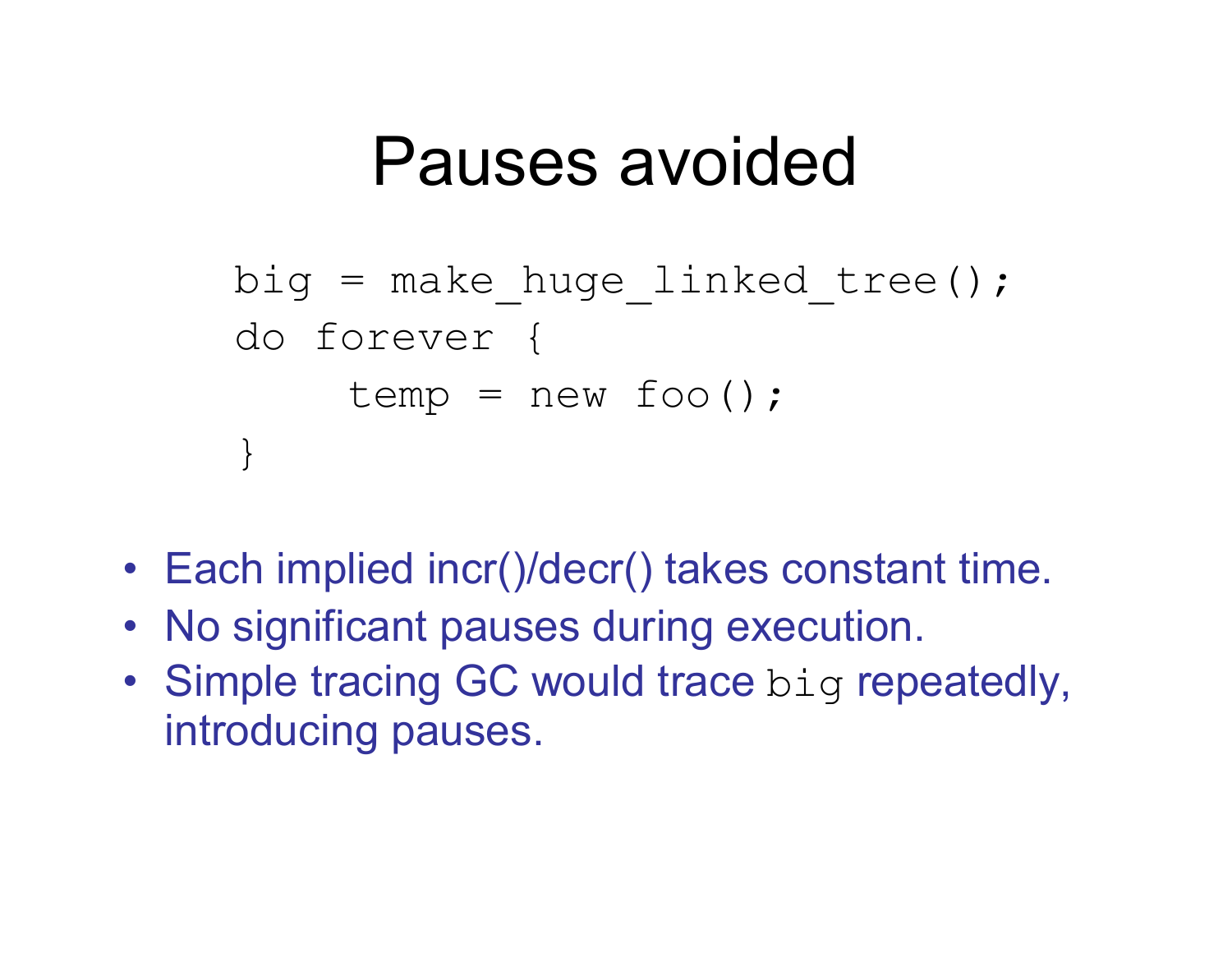# Pauses avoided

```
big = make_huge_linked_tree();
do forever {
    temp = new foo();
}
```

- Each implied incr()/decr() takes constant time.
- No significant pauses during execution.
- Simple tracing GC would trace `big` repeatedly, introducing pauses.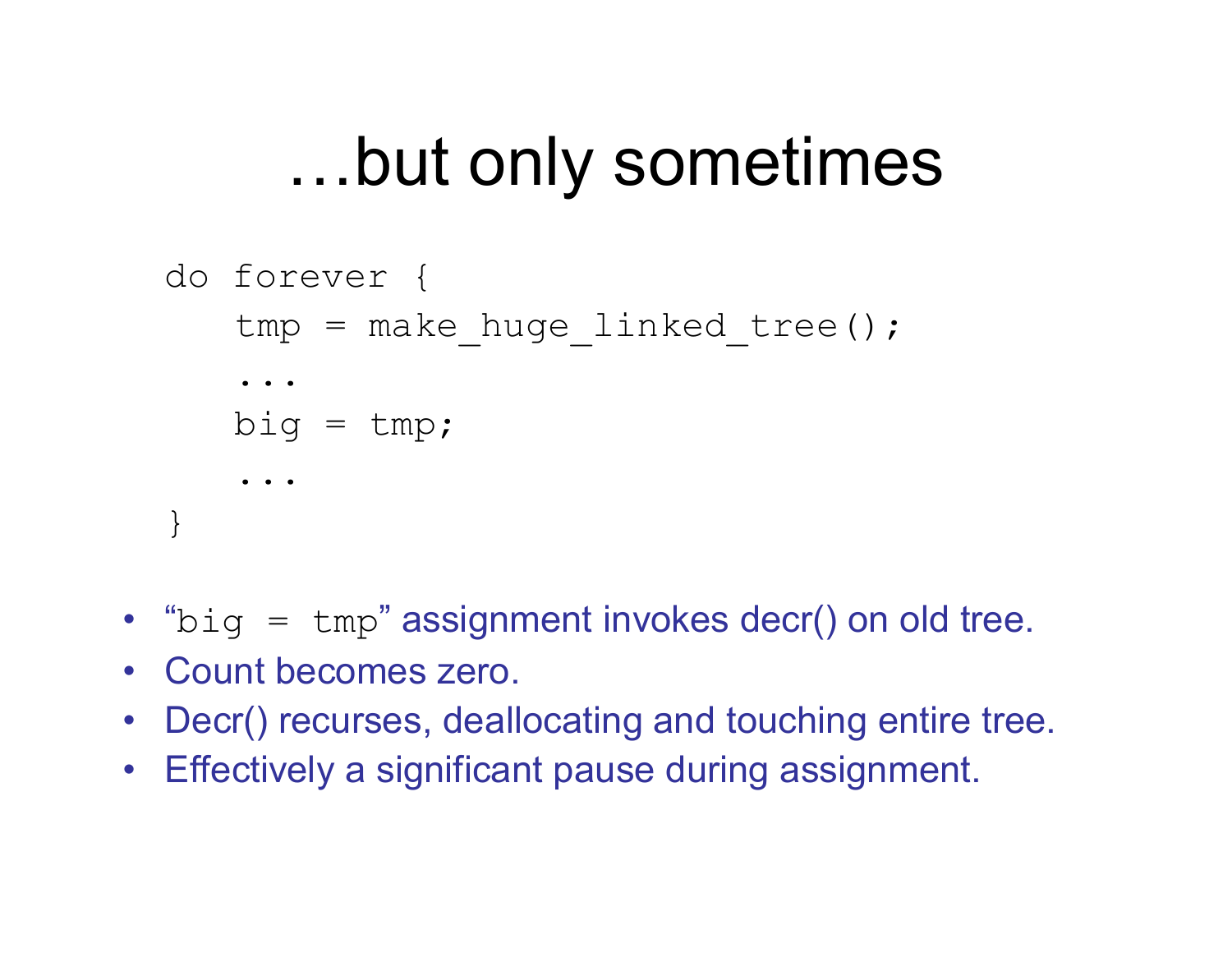# …but only sometimes

```
do forever {
    tmp = make_huge_linked_tree();
    ...
    big = tmp;
    ...
}
```

- "`big = tmp`" assignment invokes decr() on old tree.
- Count becomes zero.
- Decr() recurses, deallocating and touching entire tree.
- Effectively a significant pause during assignment.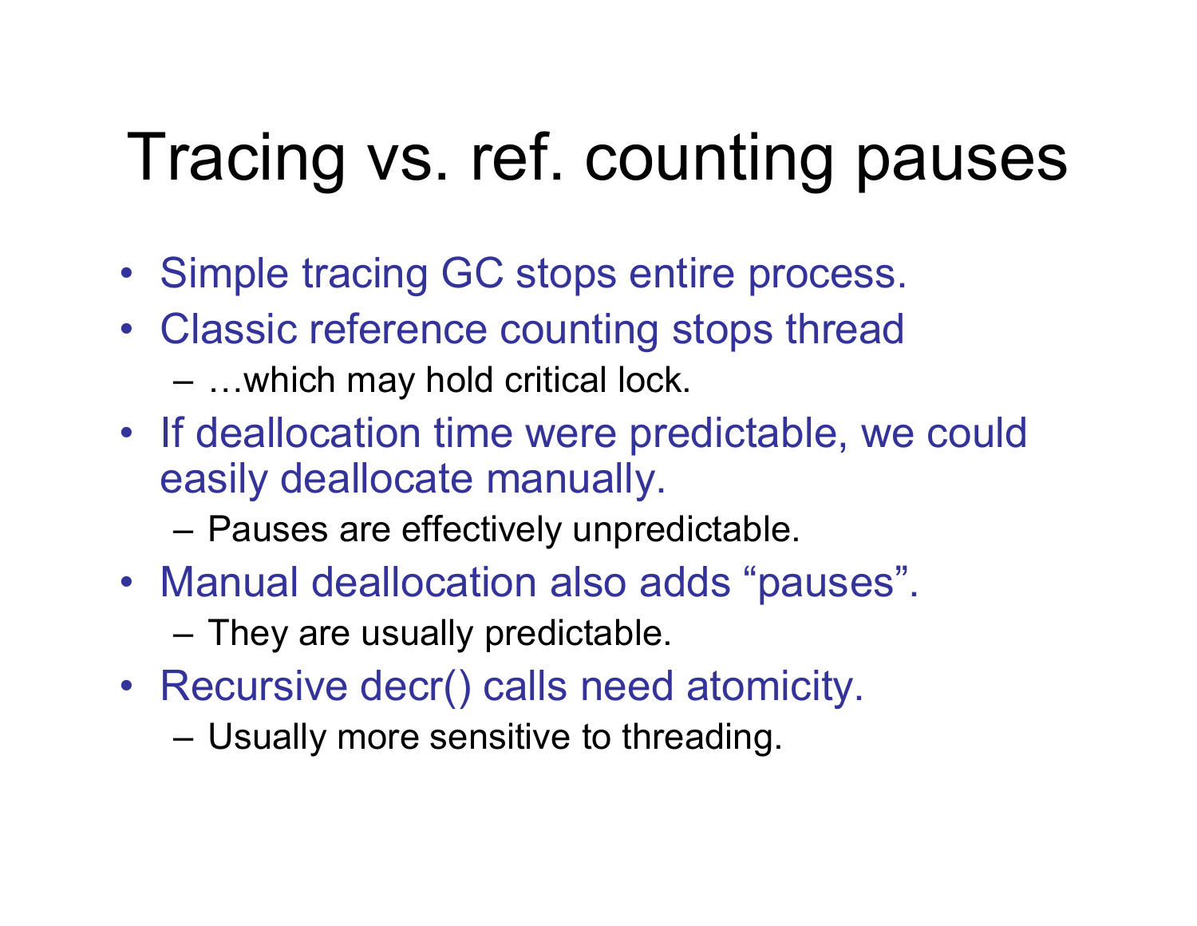# Tracing vs. ref. counting pauses

- Simple tracing GC stops entire process.
- Classic reference counting stops thread
  - …which may hold critical lock.
- If deallocation time were predictable, we could easily deallocate manually.
  - Pauses are effectively unpredictable.
- Manual deallocation also adds “pauses”.
  - They are usually predictable.
- Recursive decr() calls need atomicity.
  - Usually more sensitive to threading.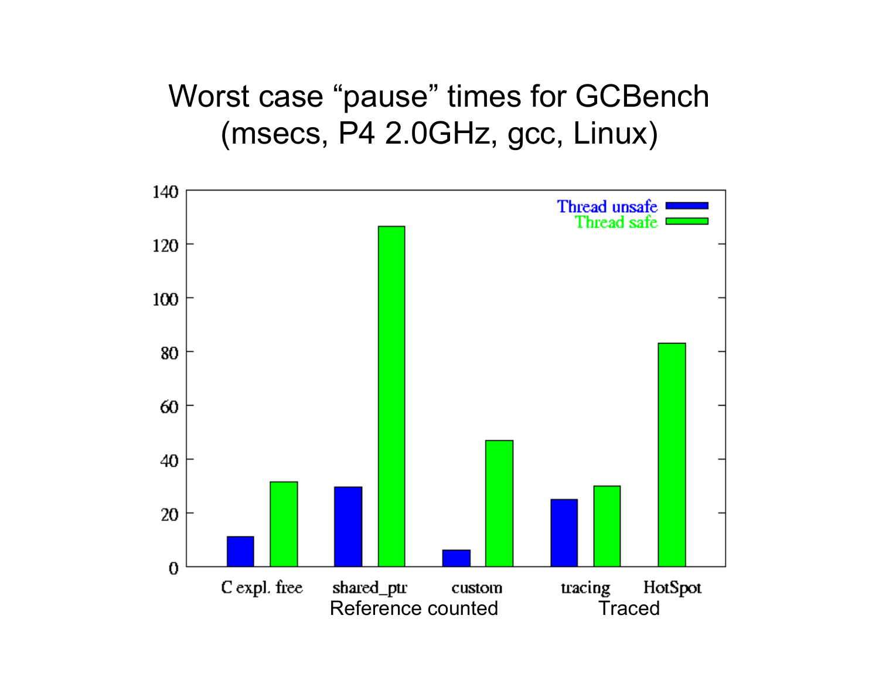# Worst case "pause" times for GCBench (msecs, P4 2.0GHz, gcc, Linux)

| | C expl. free | shared_ptr | custom | tracing | HotSpot |
|---|---|---|---|---|---|
| Thread unsafe | 11 | 29.5 | 6 | 25 | |
| Thread safe | 31.5 | 126.5 | 47 | 30 | 83 |

Reference counted: C expl. free, shared_ptr, custom

Traced: tracing, HotSpot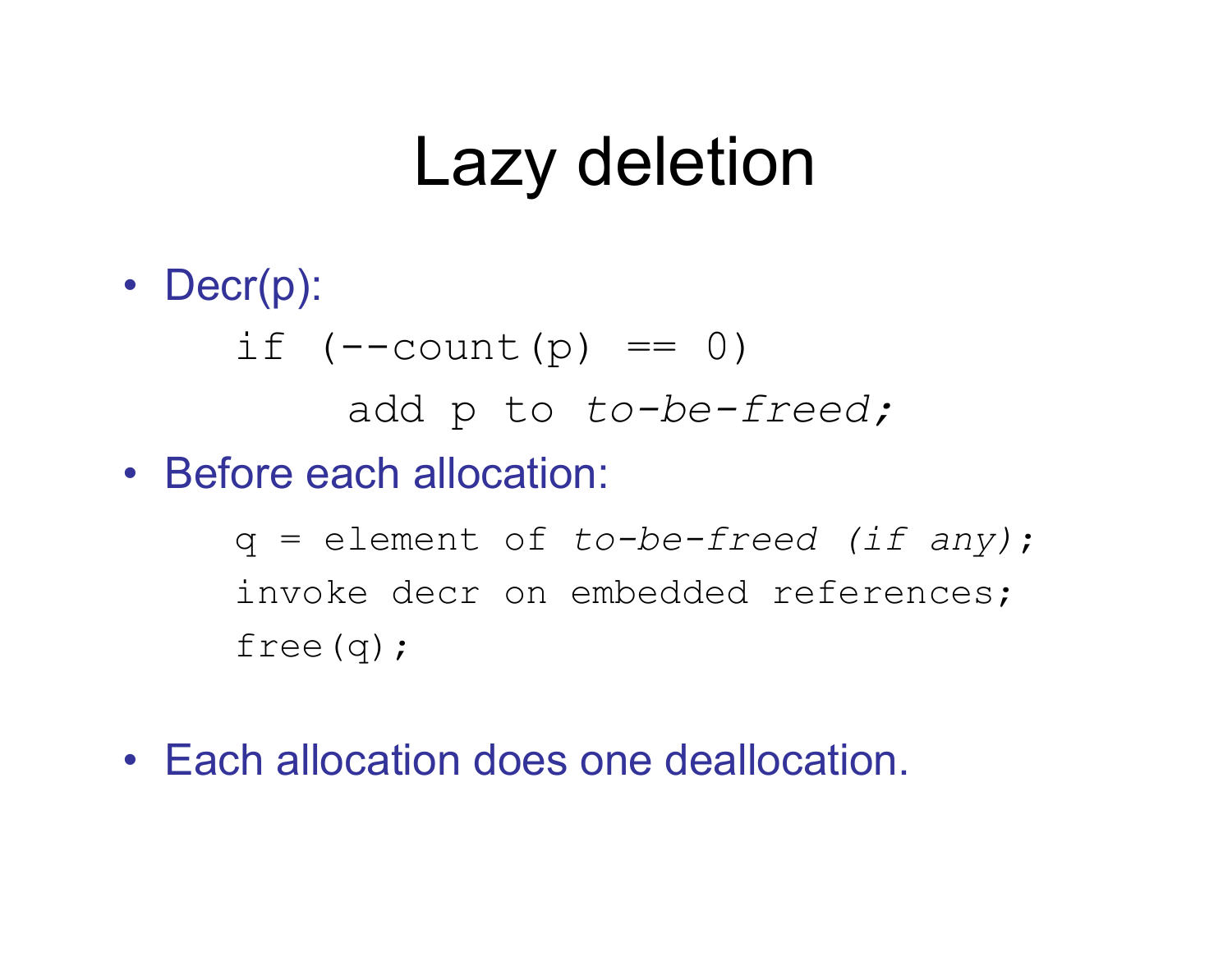# Lazy deletion

- Decr(p):

```
if (--count(p) == 0)
     add p to to-be-freed;
```

- Before each allocation:

```
q = element of to-be-freed (if any);
invoke decr on embedded references;
free(q);
```

- Each allocation does one deallocation.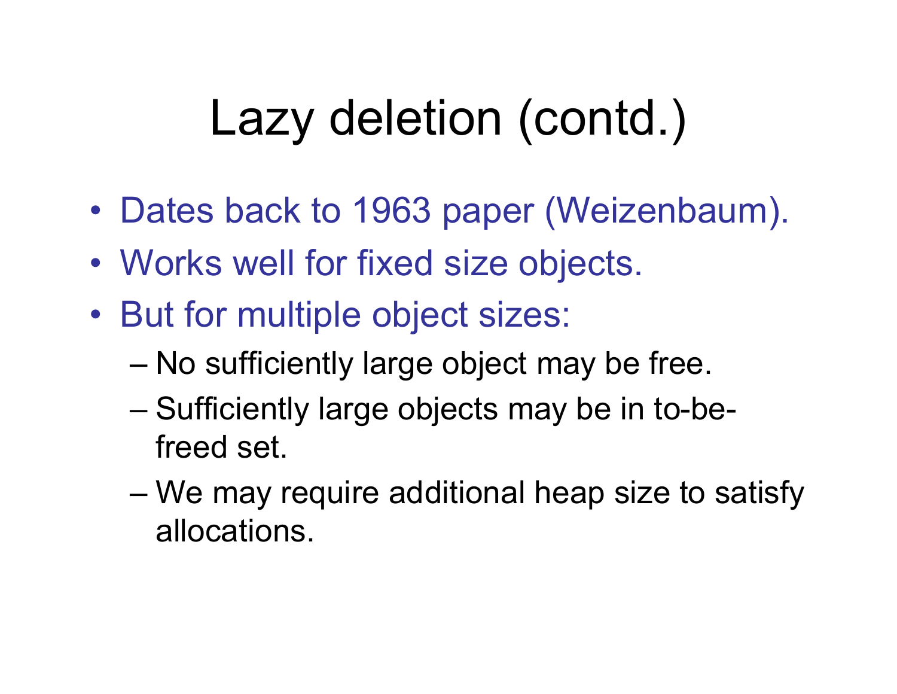# Lazy deletion (contd.)

- Dates back to 1963 paper (Weizenbaum).
- Works well for fixed size objects.
- But for multiple object sizes:
  - No sufficiently large object may be free.
  - Sufficiently large objects may be in to-be-freed set.
  - We may require additional heap size to satisfy allocations.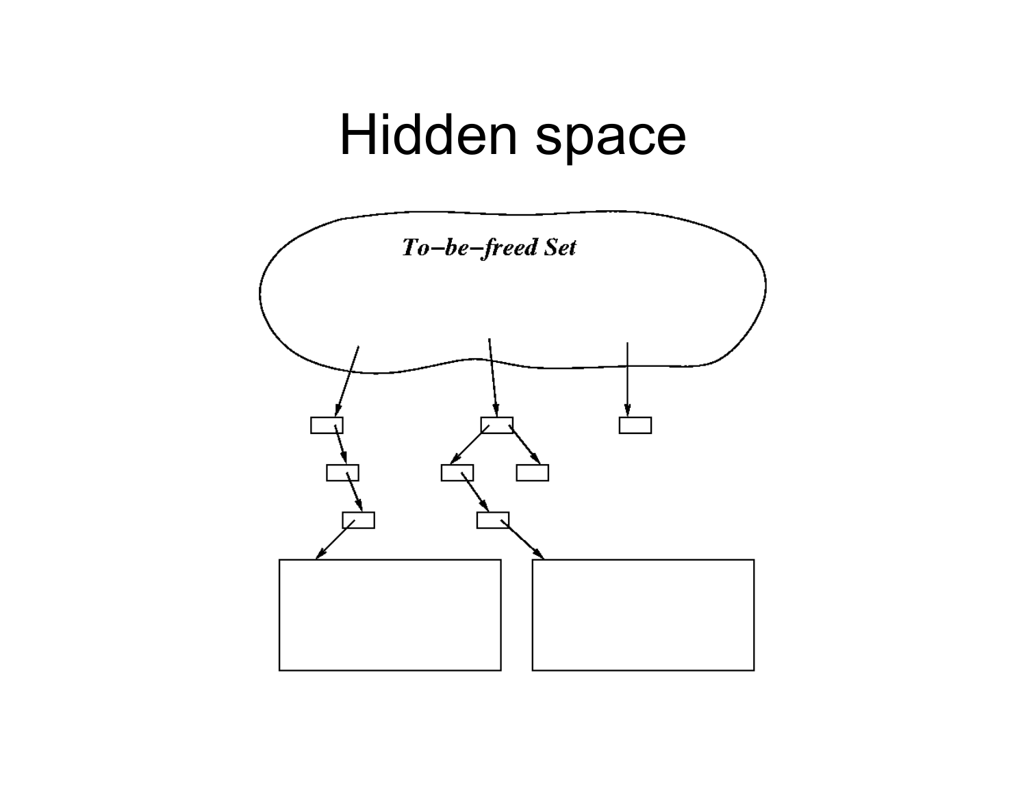# Hidden space

*To−be−freed Set*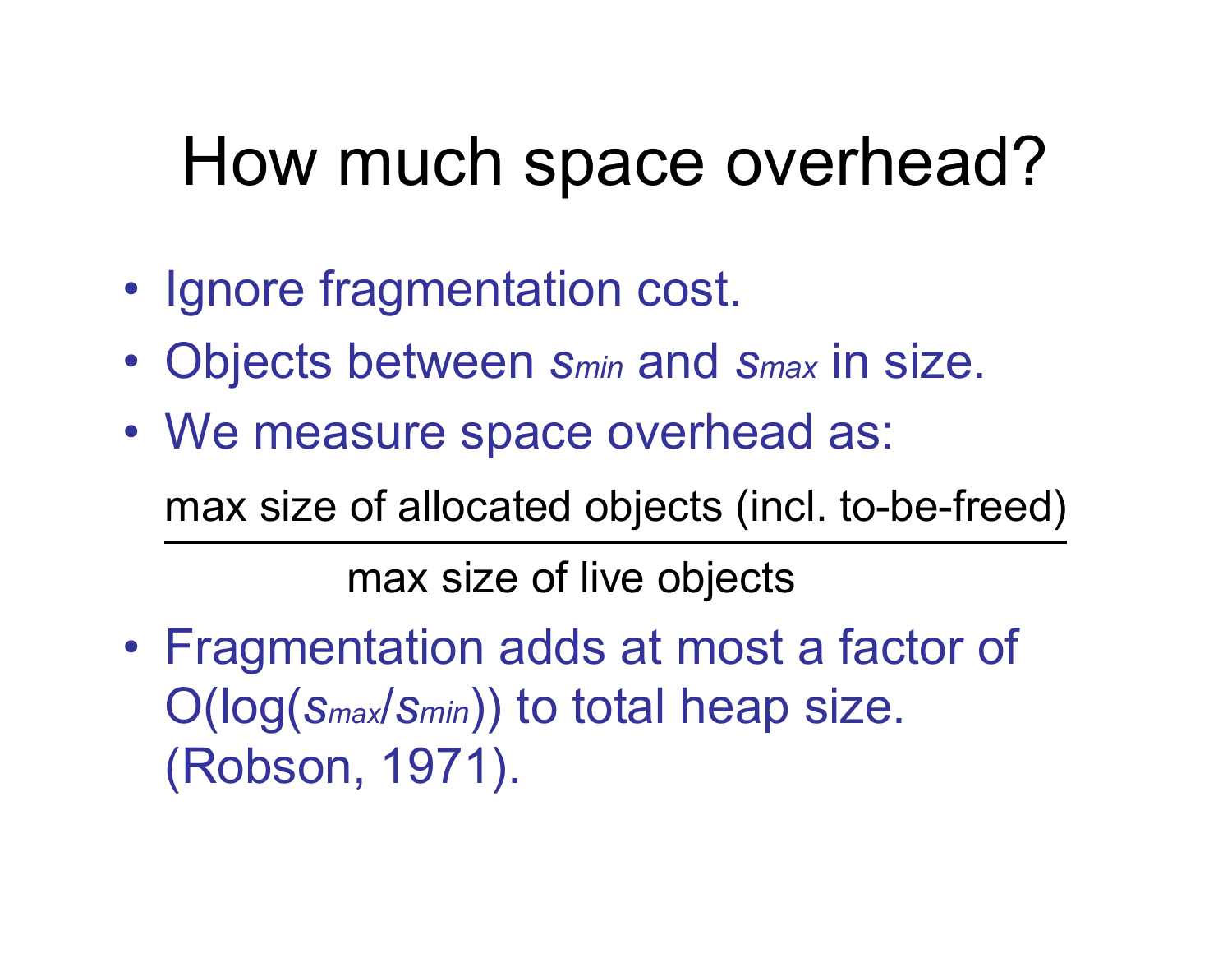# How much space overhead?

- Ignore fragmentation cost.
- Objects between $s_{min}$ and $s_{max}$ in size.
- We measure space overhead as:

$$\frac{\text{max size of allocated objects (incl. to-be-freed)}}{\text{max size of live objects}}$$

- Fragmentation adds at most a factor of $O(\log(s_{max}/s_{min}))$ to total heap size. (Robson, 1971).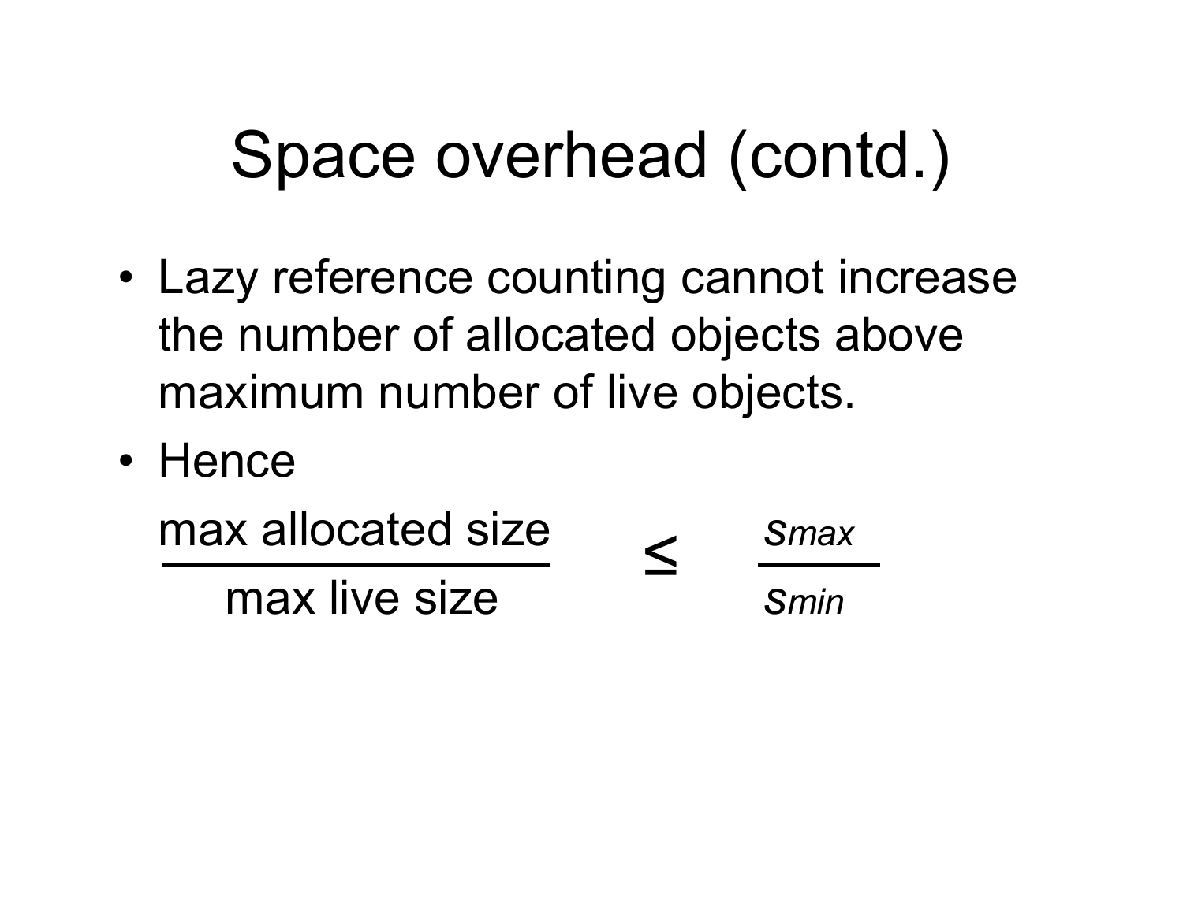# Space overhead (contd.)

- Lazy reference counting cannot increase the number of allocated objects above maximum number of live objects.
- Hence

$$\frac{\text{max allocated size}}{\text{max live size}} \leq \frac{s_{max}}{s_{min}}$$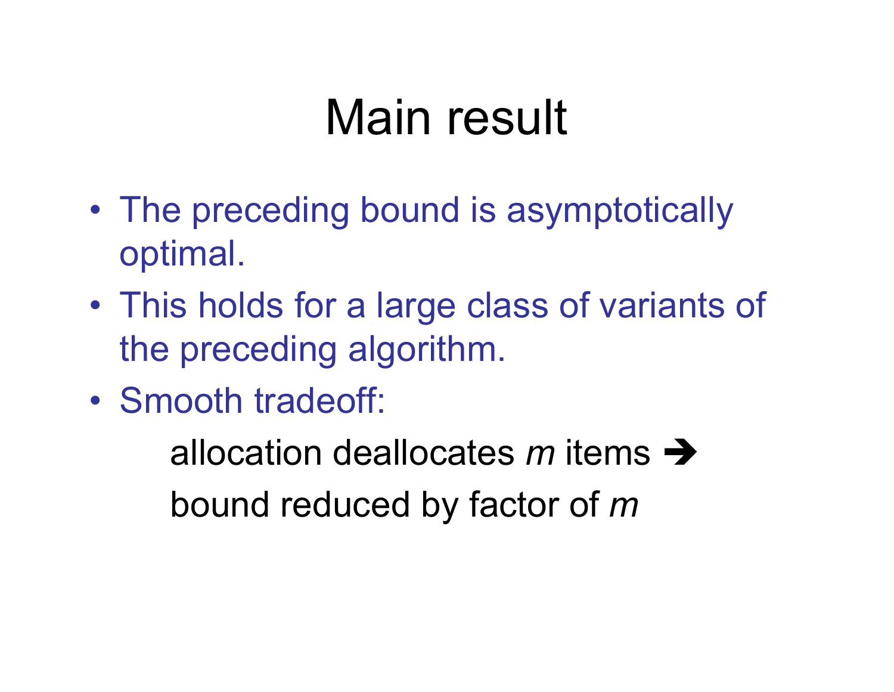# Main result

- The preceding bound is asymptotically optimal.
- This holds for a large class of variants of the preceding algorithm.
- Smooth tradeoff:

  allocation deallocates *m* items ➔

  bound reduced by factor of *m*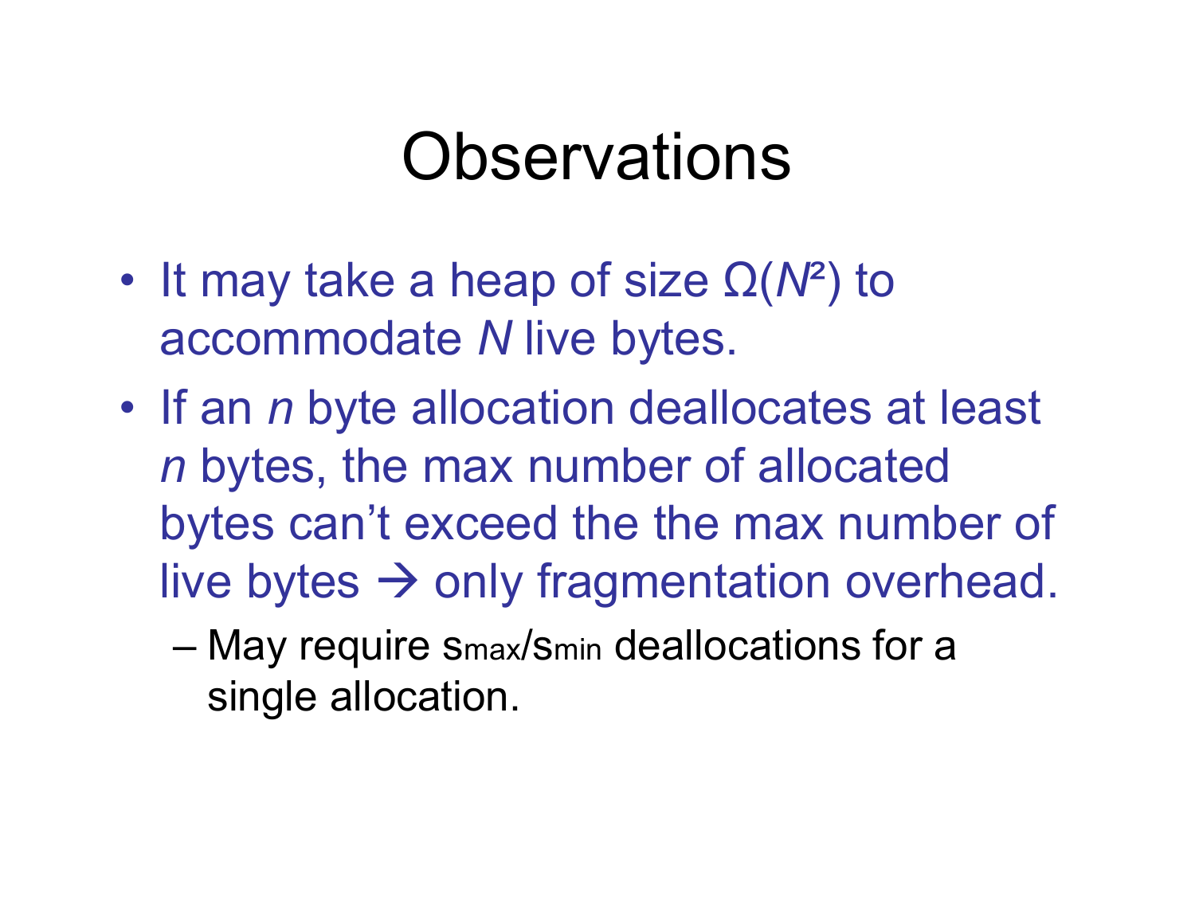# Observations

- It may take a heap of size $\Omega(N^2)$ to accommodate $N$ live bytes.
- If an $n$ byte allocation deallocates at least $n$ bytes, the max number of allocated bytes can't exceed the the max number of live bytes → only fragmentation overhead.
  - May require $s_{max}/s_{min}$ deallocations for a single allocation.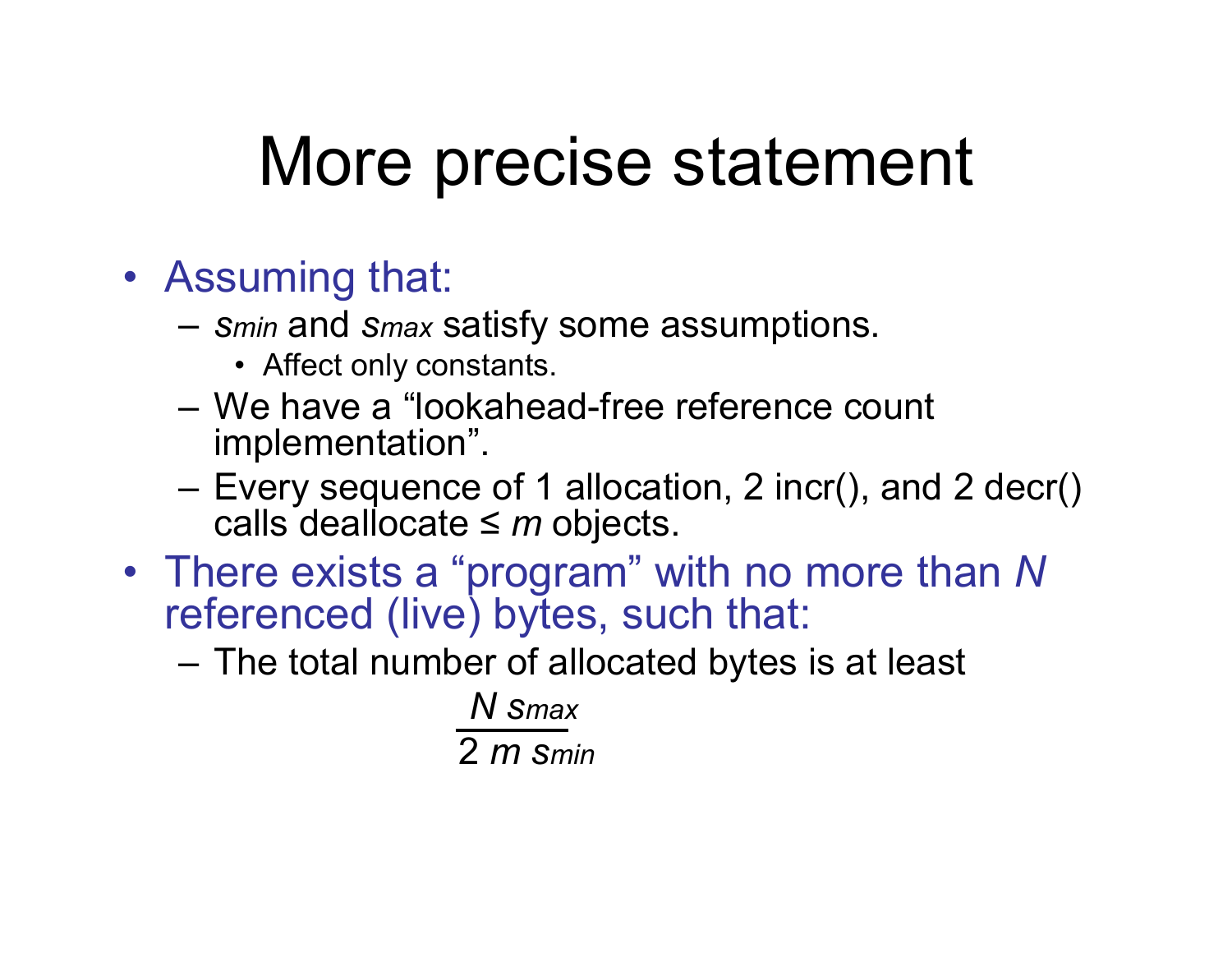# More precise statement

- Assuming that:
  - $s_{min}$ and $s_{max}$ satisfy some assumptions.
    - Affect only constants.
  - We have a "lookahead-free reference count implementation".
  - Every sequence of 1 allocation, 2 incr(), and 2 decr() calls deallocate ≤ $m$ objects.
- There exists a "program" with no more than $N$ referenced (live) bytes, such that:
  - The total number of allocated bytes is at least

$$\frac{N\, s_{max}}{2\, m\, s_{min}}$$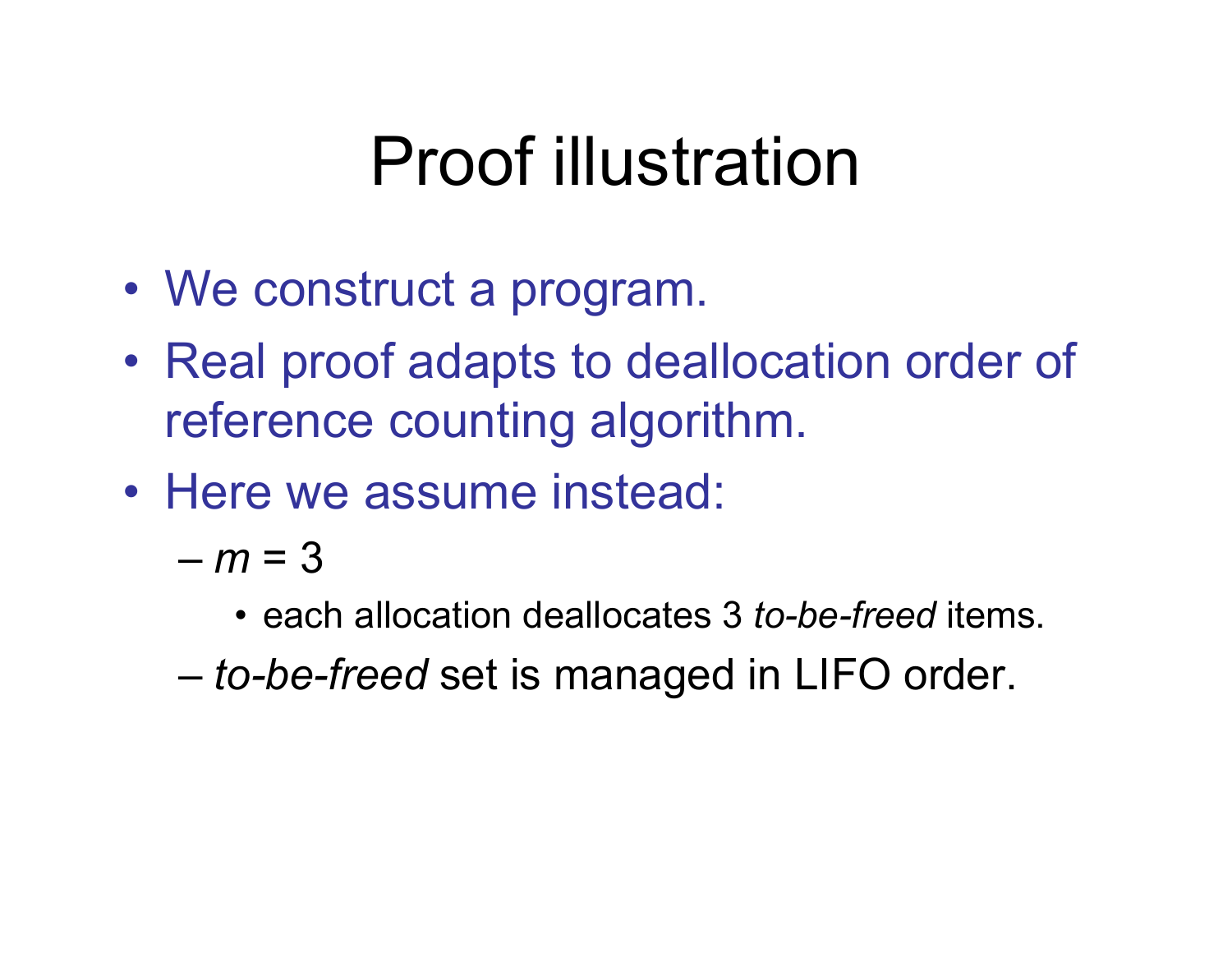# Proof illustration

- We construct a program.
- Real proof adapts to deallocation order of reference counting algorithm.
- Here we assume instead:
  - $m = 3$
    - each allocation deallocates 3 *to-be-freed* items.
  - *to-be-freed* set is managed in LIFO order.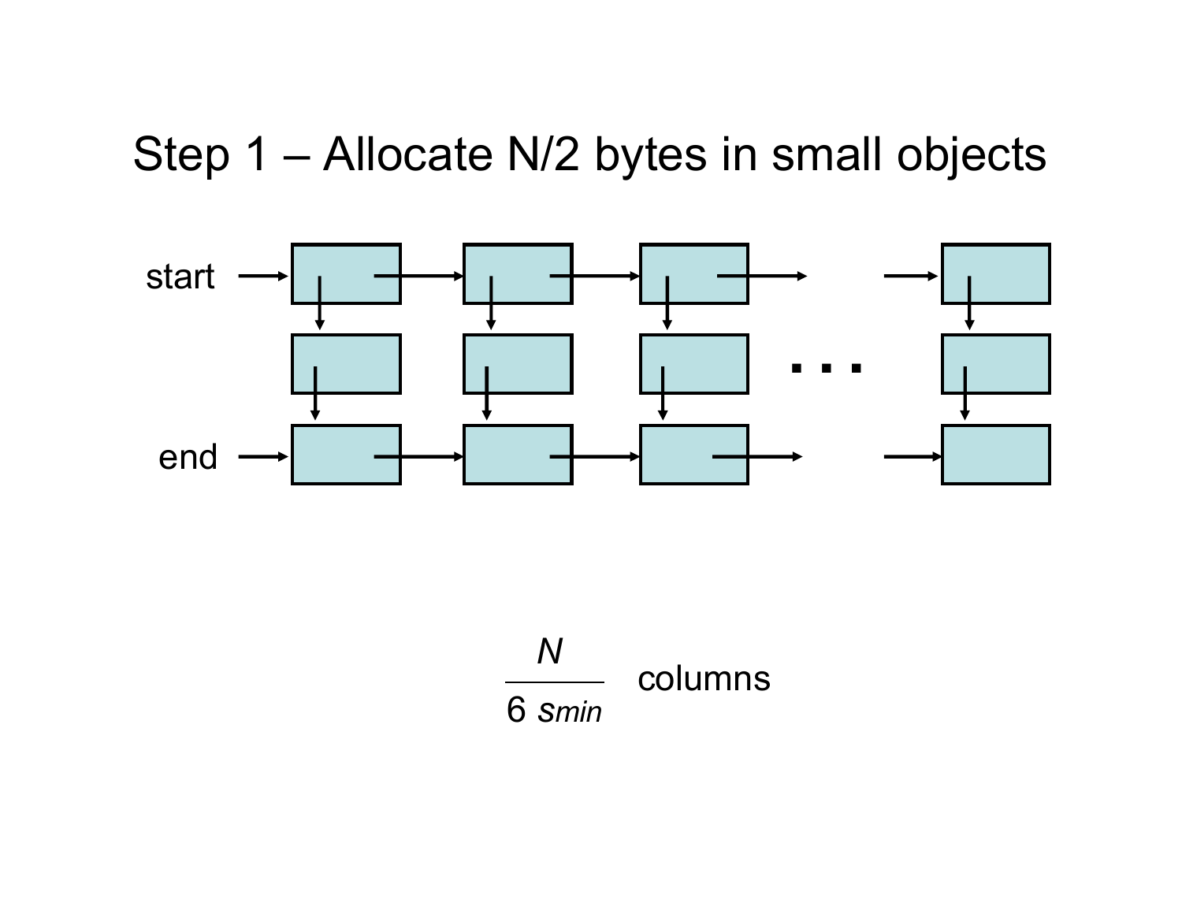# Step 1 – Allocate N/2 bytes in small objects

start

end

$$\frac{N}{6\, s_{min}} \text{ columns}$$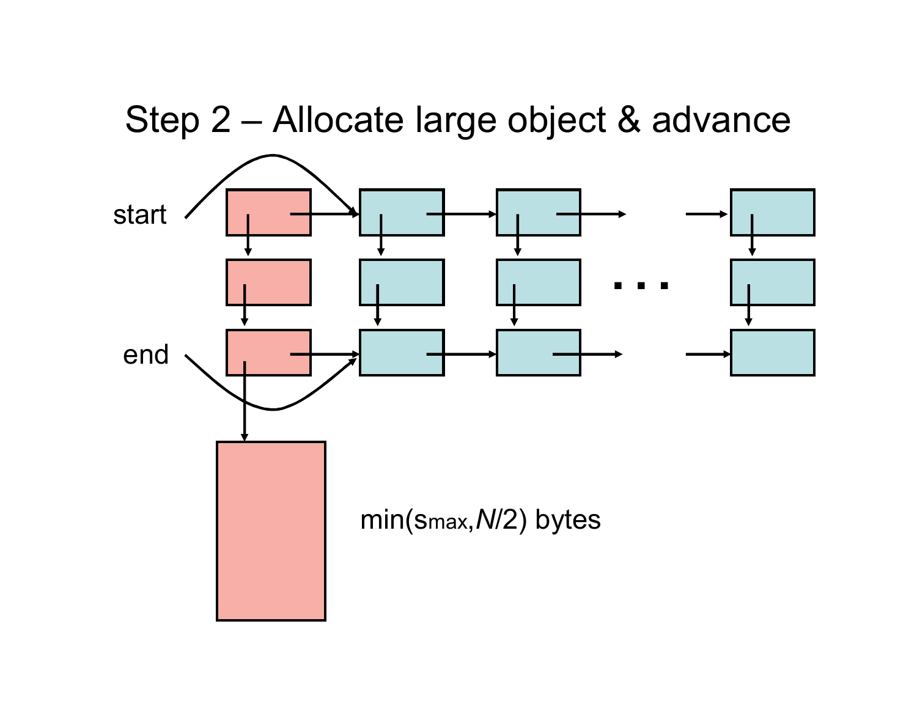# Step 2 – Allocate large object & advance

start

end

$\min(s_{max}, N/2)$ bytes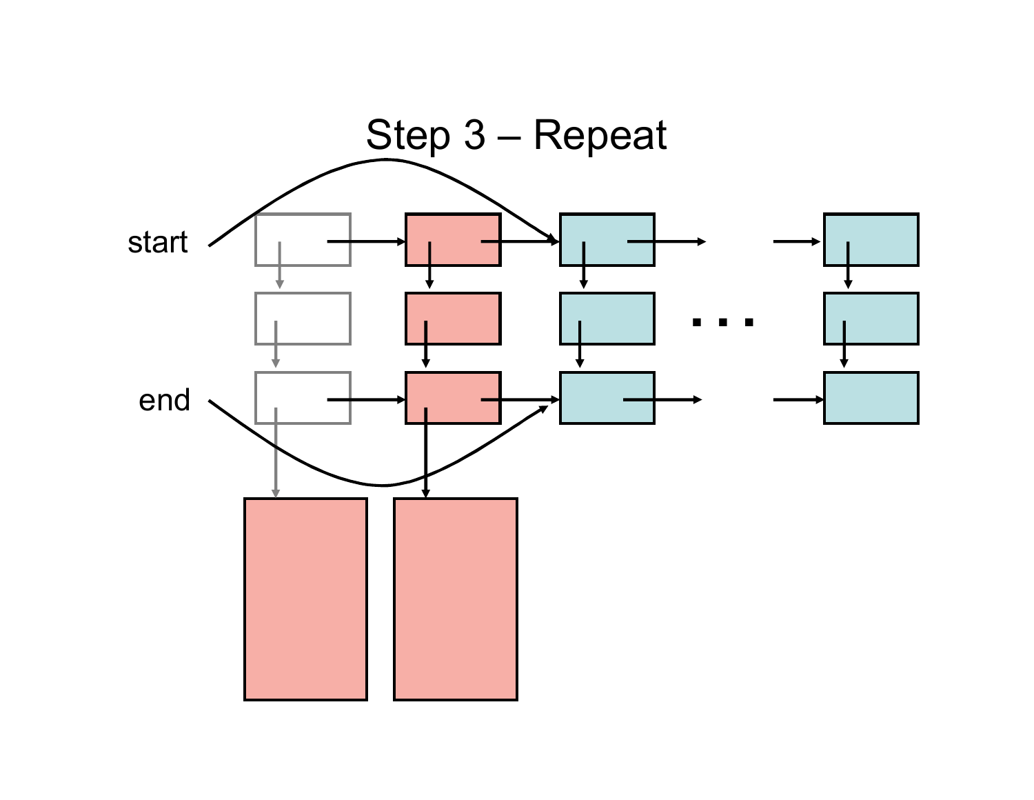# Step 3 – Repeat

start

end

. . .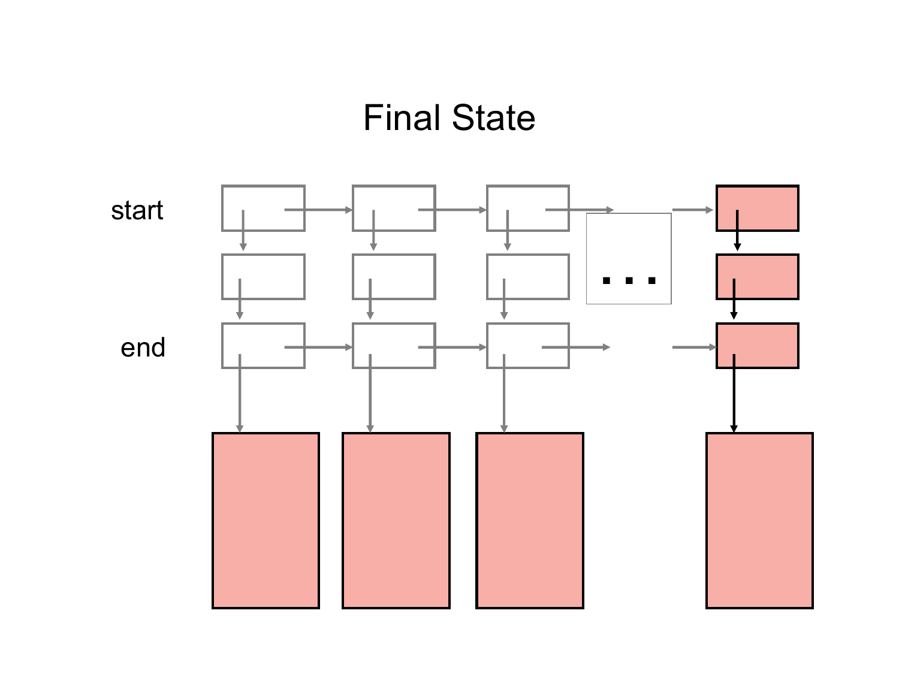# Final State

start

end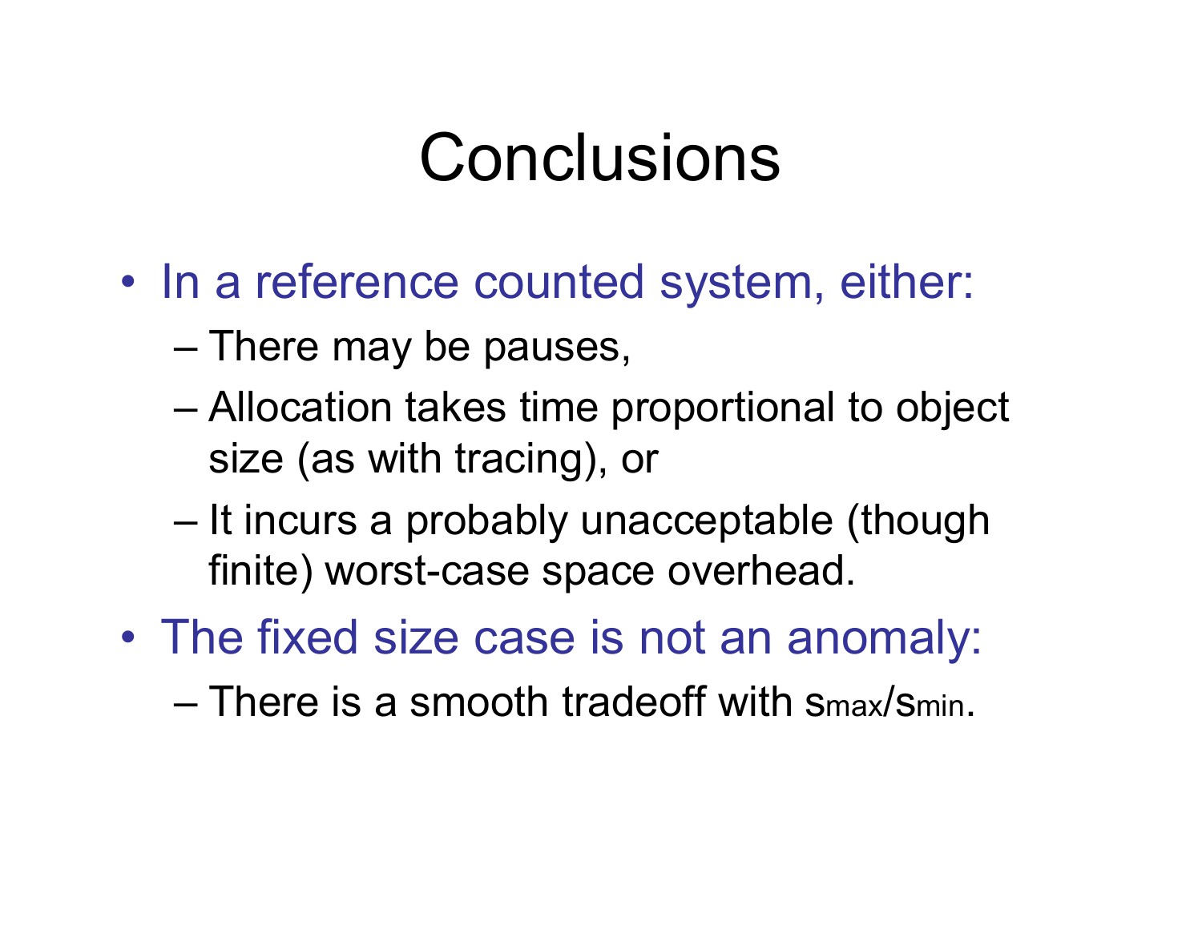# Conclusions

- In a reference counted system, either:
  - There may be pauses,
  - Allocation takes time proportional to object size (as with tracing), or
  - It incurs a probably unacceptable (though finite) worst-case space overhead.
- The fixed size case is not an anomaly:
  - There is a smooth tradeoff with $s_{max}/s_{min}$.